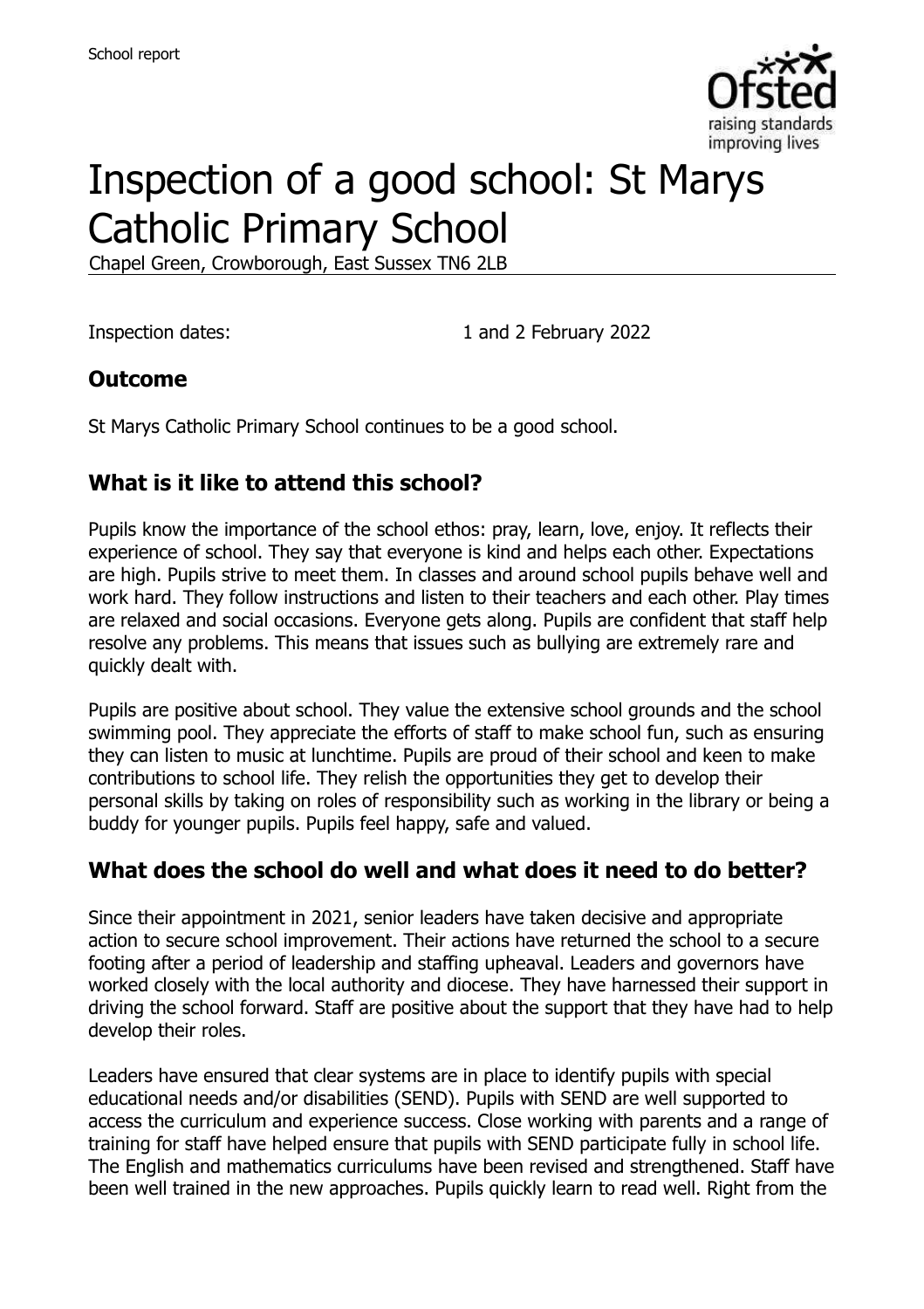School report

# Inspection of a good school: St Marys Catholic Primary School

Chapel Green, Crowborough, East Sussex TN6 2LB

Inspection dates: 1 and 2 February 2022

## Outcome

St Marys Catholic Primary School continues to be a good school.

## What is it like to attend this school?

Pupils know the importance of the school ethos: pray, learn, love, enjoy. It reflects their experience of school. They say that everyone is kind and helps each other. Expectations are high. Pupils strive to meet them. In classes and around school pupils behave well and work hard. They follow instructions and listen to their teachers and each other. Play times are relaxed and social occasions. Everyone gets along. Pupils are confident that staff help resolve any problems. This means that issues such as bullying are extremely rare and quickly dealt with.

Pupils are positive about school. They value the extensive school grounds and the school swimming pool. They appreciate the efforts of staff to make school fun, such as ensuring they can listen to music at lunchtime. Pupils are proud of their school and keen to make contributions to school life. They relish the opportunities they get to develop their personal skills by taking on roles of responsibility such as working in the library or being a buddy for younger pupils. Pupils feel happy, safe and valued.

## What does the school do well and what does it need to do better?

Since their appointment in 2021, senior leaders have taken decisive and appropriate action to secure school improvement. Their actions have returned the school to a secure footing after a period of leadership and staffing upheaval. Leaders and governors have worked closely with the local authority and diocese. They have harnessed their support in driving the school forward. Staff are positive about the support that they have had to help develop their roles.

Leaders have ensured that clear systems are in place to identify pupils with special educational needs and/or disabilities (SEND). Pupils with SEND are well supported to access the curriculum and experience success. Close working with parents and a range of training for staff have helped ensure that pupils with SEND participate fully in school life. The English and mathematics curriculums have been revised and strengthened. Staff have been well trained in the new approaches. Pupils quickly learn to read well. Right from the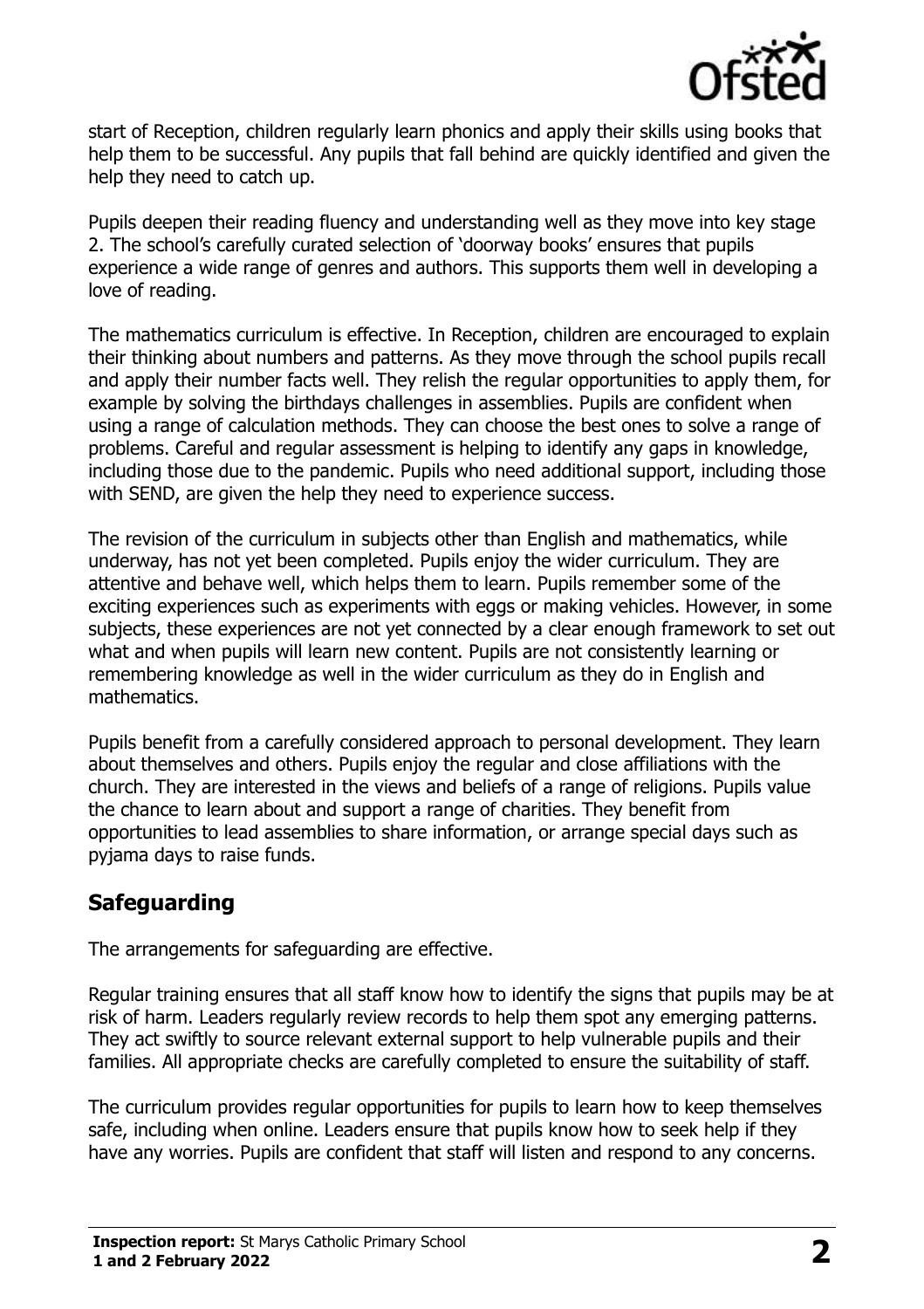start of Reception, children regularly learn phonics and apply their skills using books that help them to be successful. Any pupils that fall behind are quickly identified and given the help they need to catch up.

Pupils deepen their reading fluency and understanding well as they move into key stage 2. The school's carefully curated selection of 'doorway books' ensures that pupils experience a wide range of genres and authors. This supports them well in developing a love of reading.

The mathematics curriculum is effective. In Reception, children are encouraged to explain their thinking about numbers and patterns. As they move through the school pupils recall and apply their number facts well. They relish the regular opportunities to apply them, for example by solving the birthdays challenges in assemblies. Pupils are confident when using a range of calculation methods. They can choose the best ones to solve a range of problems. Careful and regular assessment is helping to identify any gaps in knowledge, including those due to the pandemic. Pupils who need additional support, including those with SEND, are given the help they need to experience success.

The revision of the curriculum in subjects other than English and mathematics, while underway, has not yet been completed. Pupils enjoy the wider curriculum. They are attentive and behave well, which helps them to learn. Pupils remember some of the exciting experiences such as experiments with eggs or making vehicles. However, in some subjects, these experiences are not yet connected by a clear enough framework to set out what and when pupils will learn new content. Pupils are not consistently learning or remembering knowledge as well in the wider curriculum as they do in English and mathematics.

Pupils benefit from a carefully considered approach to personal development. They learn about themselves and others. Pupils enjoy the regular and close affiliations with the church. They are interested in the views and beliefs of a range of religions. Pupils value the chance to learn about and support a range of charities. They benefit from opportunities to lead assemblies to share information, or arrange special days such as pyjama days to raise funds.

## Safeguarding

The arrangements for safeguarding are effective.

Regular training ensures that all staff know how to identify the signs that pupils may be at risk of harm. Leaders regularly review records to help them spot any emerging patterns. They act swiftly to source relevant external support to help vulnerable pupils and their families. All appropriate checks are carefully completed to ensure the suitability of staff.

The curriculum provides regular opportunities for pupils to learn how to keep themselves safe, including when online. Leaders ensure that pupils know how to seek help if they have any worries. Pupils are confident that staff will listen and respond to any concerns.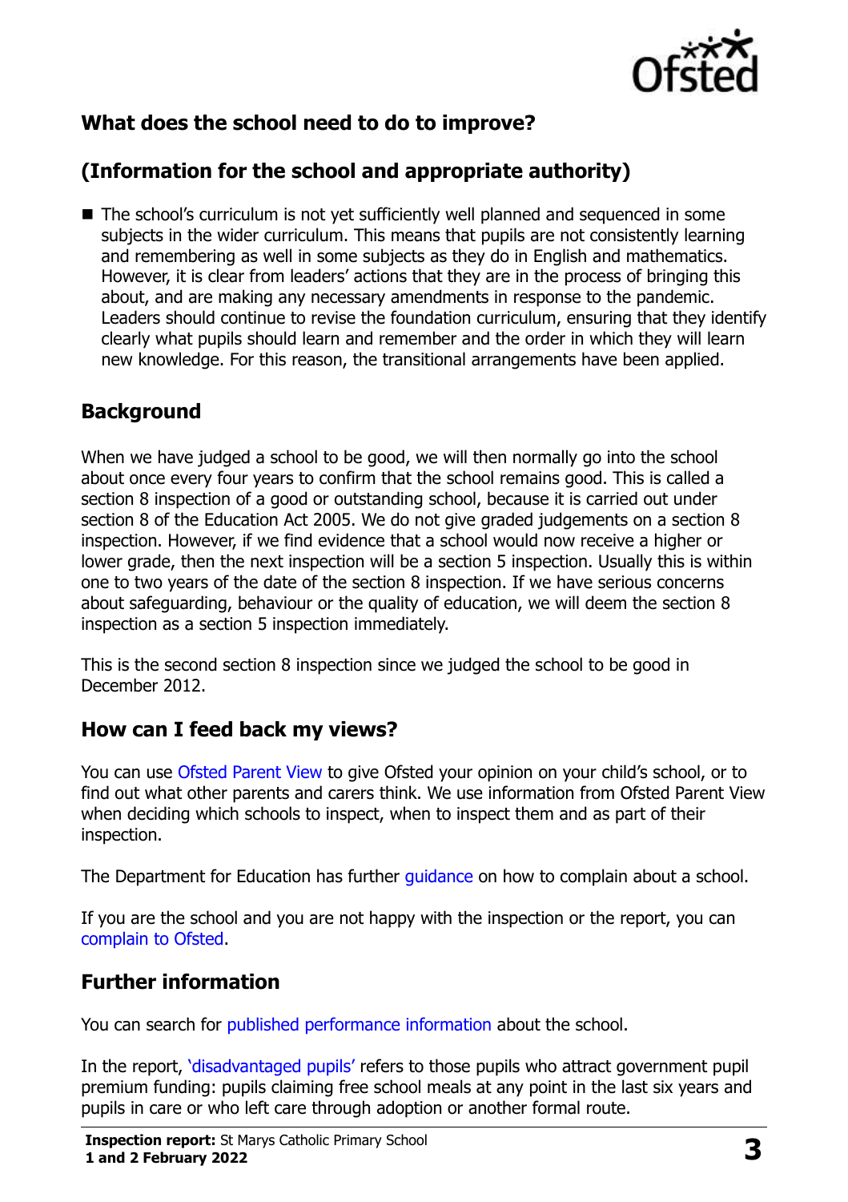## What does the school need to do to improve?

## (Information for the school and appropriate authority)

- The school's curriculum is not yet sufficiently well planned and sequenced in some subjects in the wider curriculum. This means that pupils are not consistently learning and remembering as well in some subjects as they do in English and mathematics. However, it is clear from leaders' actions that they are in the process of bringing this about, and are making any necessary amendments in response to the pandemic. Leaders should continue to revise the foundation curriculum, ensuring that they identify clearly what pupils should learn and remember and the order in which they will learn new knowledge. For this reason, the transitional arrangements have been applied.

## Background

When we have judged a school to be good, we will then normally go into the school about once every four years to confirm that the school remains good. This is called a section 8 inspection of a good or outstanding school, because it is carried out under section 8 of the Education Act 2005. We do not give graded judgements on a section 8 inspection. However, if we find evidence that a school would now receive a higher or lower grade, then the next inspection will be a section 5 inspection. Usually this is within one to two years of the date of the section 8 inspection. If we have serious concerns about safeguarding, behaviour or the quality of education, we will deem the section 8 inspection as a section 5 inspection immediately.

This is the second section 8 inspection since we judged the school to be good in December 2012.

## How can I feed back my views?

You can use Ofsted Parent View to give Ofsted your opinion on your child's school, or to find out what other parents and carers think. We use information from Ofsted Parent View when deciding which schools to inspect, when to inspect them and as part of their inspection.

The Department for Education has further guidance on how to complain about a school.

If you are the school and you are not happy with the inspection or the report, you can complain to Ofsted.

## Further information

You can search for published performance information about the school.

In the report, 'disadvantaged pupils' refers to those pupils who attract government pupil premium funding: pupils claiming free school meals at any point in the last six years and pupils in care or who left care through adoption or another formal route.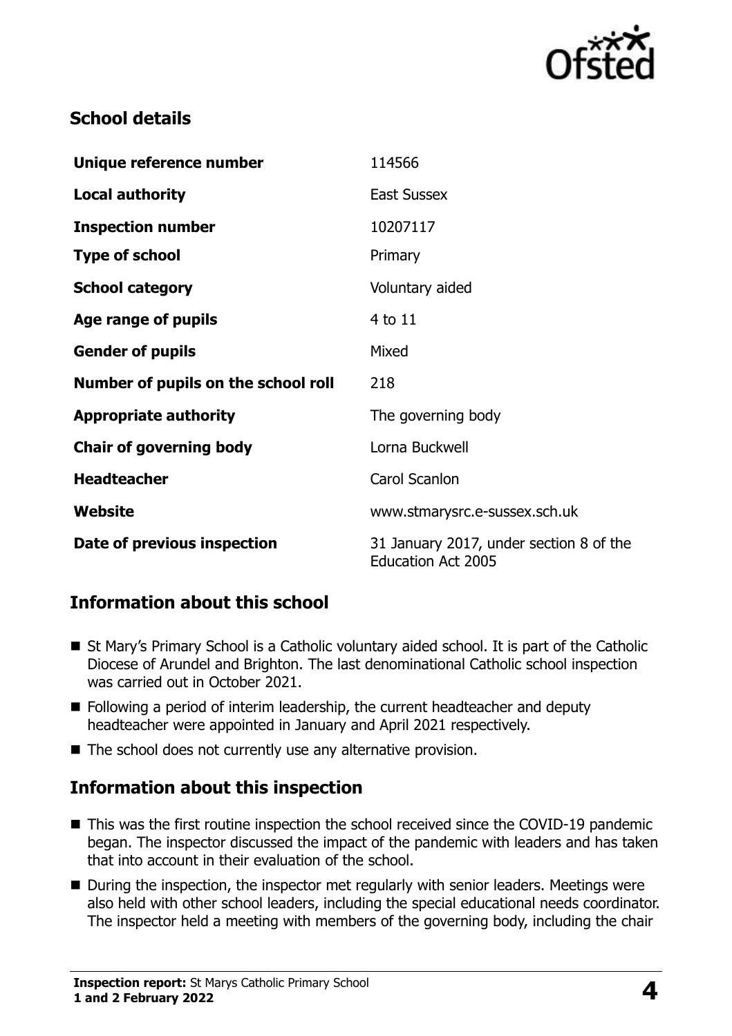## School details

| | |
|---|---|
| **Unique reference number** | 114566 |
| **Local authority** | East Sussex |
| **Inspection number** | 10207117 |
| **Type of school** | Primary |
| **School category** | Voluntary aided |
| **Age range of pupils** | 4 to 11 |
| **Gender of pupils** | Mixed |
| **Number of pupils on the school roll** | 218 |
| **Appropriate authority** | The governing body |
| **Chair of governing body** | Lorna Buckwell |
| **Headteacher** | Carol Scanlon |
| **Website** | www.stmarysrc.e-sussex.sch.uk |
| **Date of previous inspection** | 31 January 2017, under section 8 of the Education Act 2005 |

## Information about this school

- St Mary's Primary School is a Catholic voluntary aided school. It is part of the Catholic Diocese of Arundel and Brighton. The last denominational Catholic school inspection was carried out in October 2021.
- Following a period of interim leadership, the current headteacher and deputy headteacher were appointed in January and April 2021 respectively.
- The school does not currently use any alternative provision.

## Information about this inspection

- This was the first routine inspection the school received since the COVID-19 pandemic began. The inspector discussed the impact of the pandemic with leaders and has taken that into account in their evaluation of the school.
- During the inspection, the inspector met regularly with senior leaders. Meetings were also held with other school leaders, including the special educational needs coordinator. The inspector held a meeting with members of the governing body, including the chair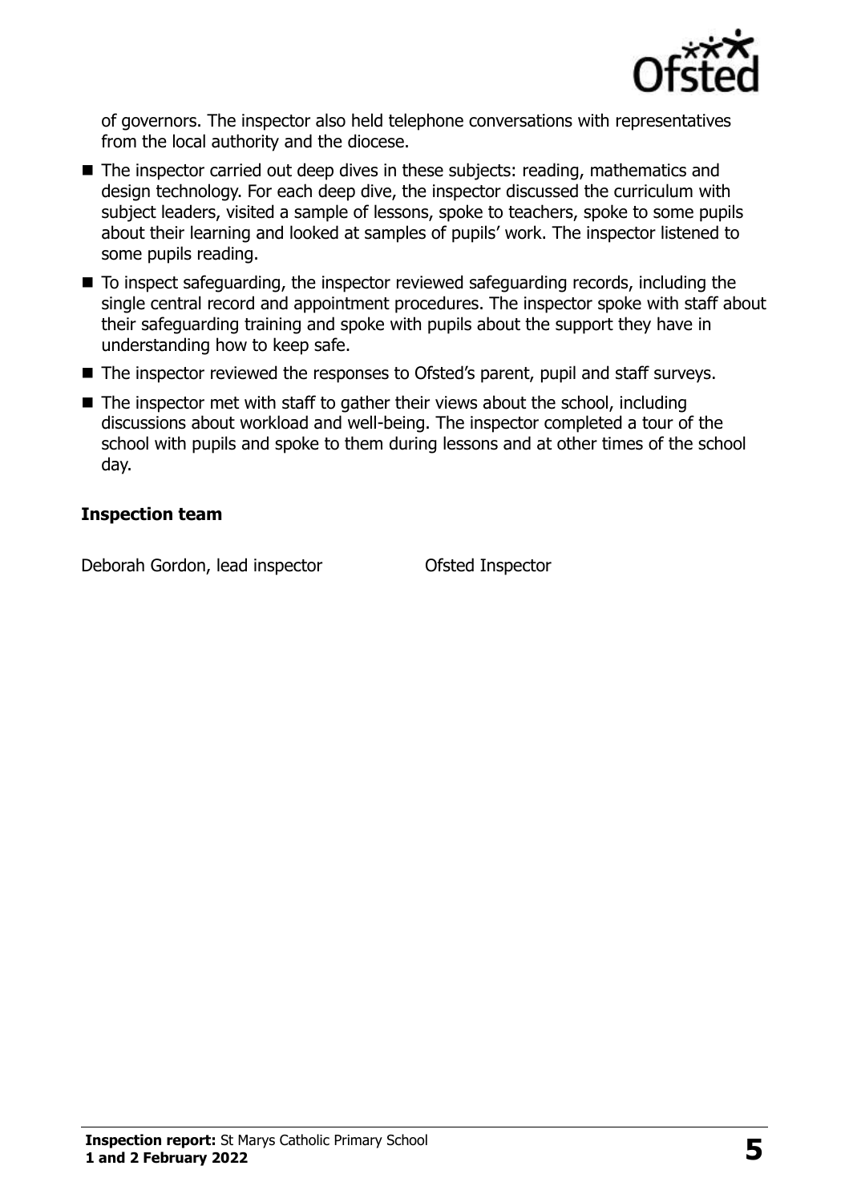of governors. The inspector also held telephone conversations with representatives from the local authority and the diocese.

- The inspector carried out deep dives in these subjects: reading, mathematics and design technology. For each deep dive, the inspector discussed the curriculum with subject leaders, visited a sample of lessons, spoke to teachers, spoke to some pupils about their learning and looked at samples of pupils' work. The inspector listened to some pupils reading.
- To inspect safeguarding, the inspector reviewed safeguarding records, including the single central record and appointment procedures. The inspector spoke with staff about their safeguarding training and spoke with pupils about the support they have in understanding how to keep safe.
- The inspector reviewed the responses to Ofsted's parent, pupil and staff surveys.
- The inspector met with staff to gather their views about the school, including discussions about workload and well-being. The inspector completed a tour of the school with pupils and spoke to them during lessons and at other times of the school day.

### Inspection team

| | |
|---|---|
| Deborah Gordon, lead inspector | Ofsted Inspector |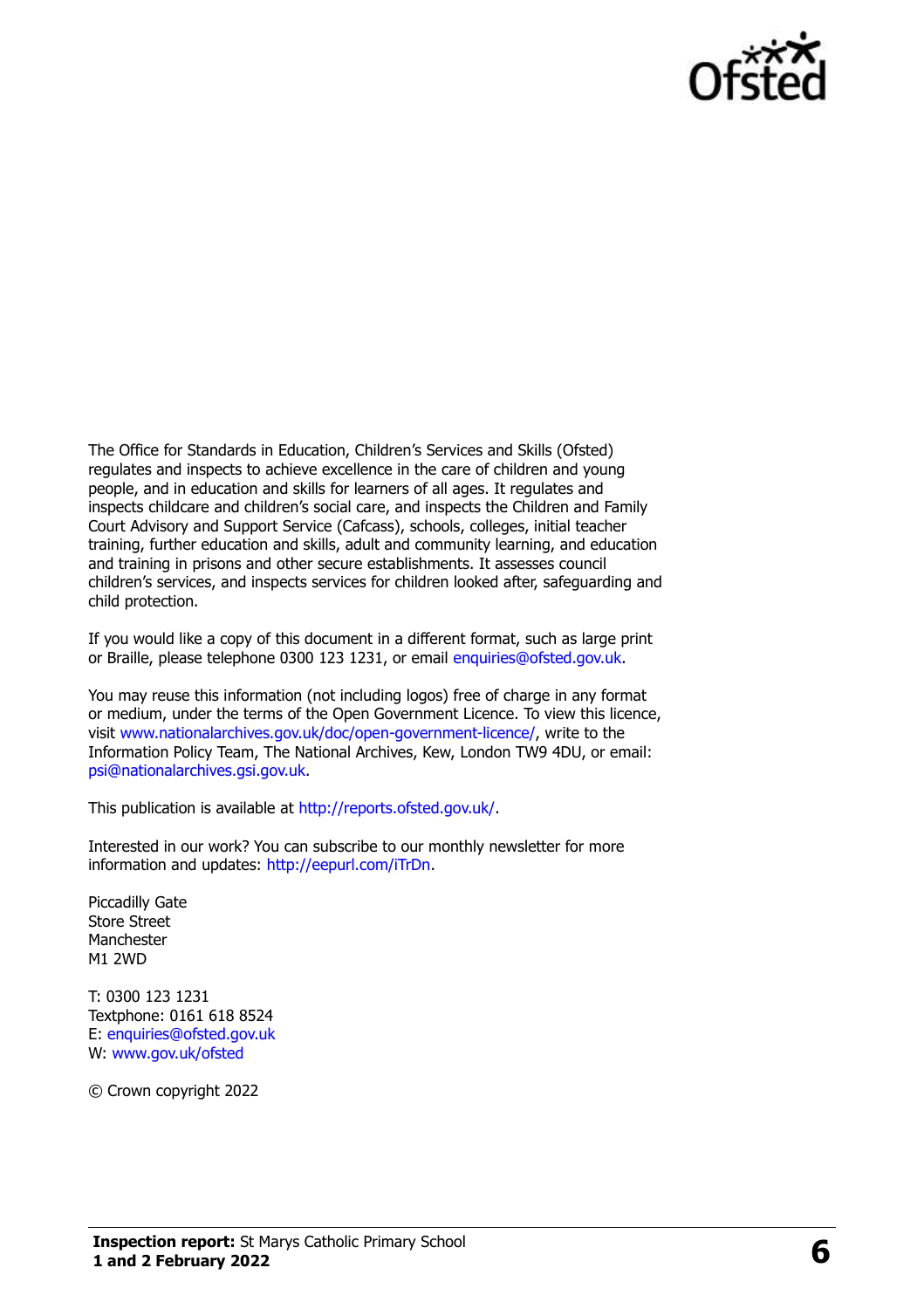The Office for Standards in Education, Children's Services and Skills (Ofsted) regulates and inspects to achieve excellence in the care of children and young people, and in education and skills for learners of all ages. It regulates and inspects childcare and children's social care, and inspects the Children and Family Court Advisory and Support Service (Cafcass), schools, colleges, initial teacher training, further education and skills, adult and community learning, and education and training in prisons and other secure establishments. It assesses council children's services, and inspects services for children looked after, safeguarding and child protection.

If you would like a copy of this document in a different format, such as large print or Braille, please telephone 0300 123 1231, or email enquiries@ofsted.gov.uk.

You may reuse this information (not including logos) free of charge in any format or medium, under the terms of the Open Government Licence. To view this licence, visit www.nationalarchives.gov.uk/doc/open-government-licence/, write to the Information Policy Team, The National Archives, Kew, London TW9 4DU, or email: psi@nationalarchives.gsi.gov.uk.

This publication is available at http://reports.ofsted.gov.uk/.

Interested in our work? You can subscribe to our monthly newsletter for more information and updates: http://eepurl.com/iTrDn.

Piccadilly Gate
Store Street
Manchester
M1 2WD

T: 0300 123 1231
Textphone: 0161 618 8524
E: enquiries@ofsted.gov.uk
W: www.gov.uk/ofsted

© Crown copyright 2022